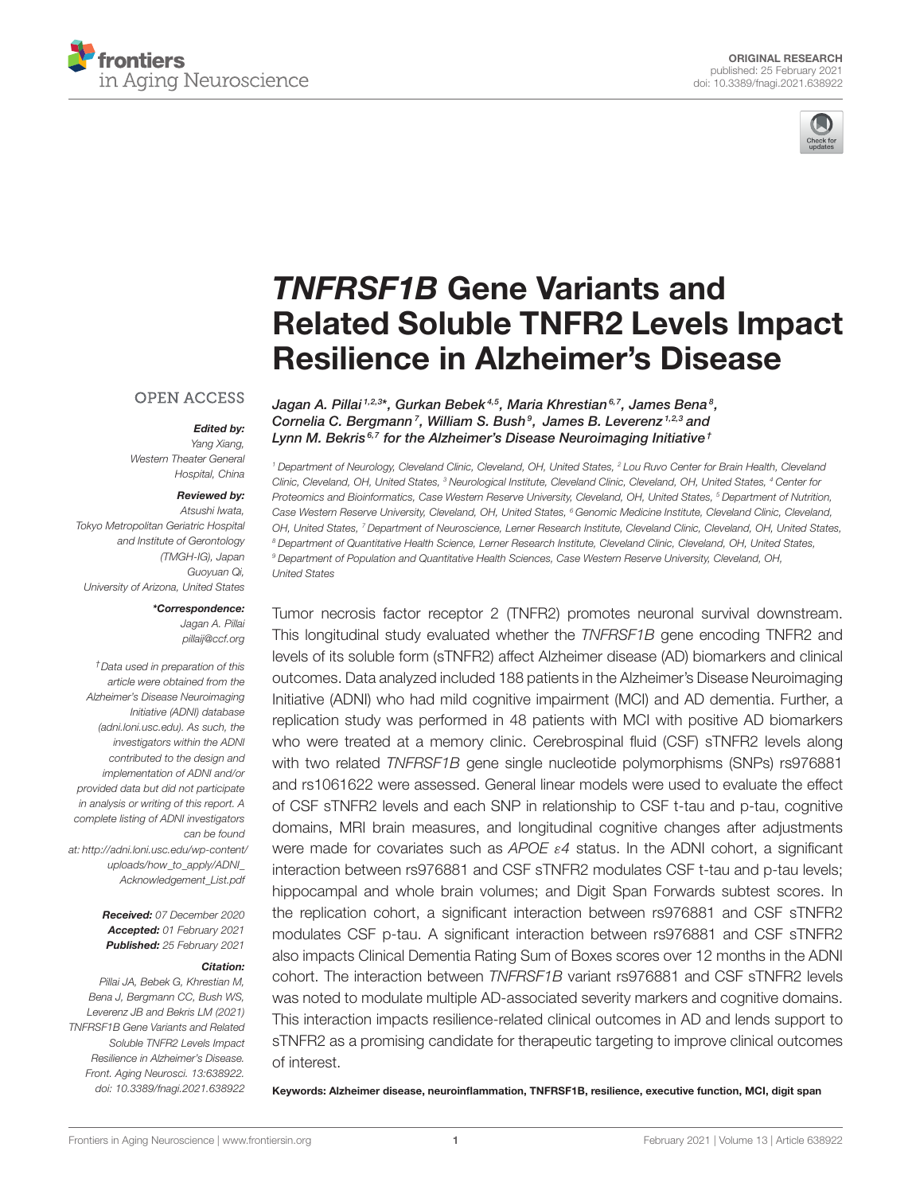ORIGINAL RESEARCH
published: 25 February 2021
doi: 10.3389/fnagi.2021.638922

# *TNFRSF1B* Gene Variants and Related Soluble TNFR2 Levels Impact Resilience in Alzheimer's Disease

*Jagan A. Pillai[1,2,3]\*, Gurkan Bebek[4,5], Maria Khrestian[6,7], James Bena[8], Cornelia C. Bergmann[7], William S. Bush[9], James B. Leverenz[1,2,3] and Lynn M. Bekris[6,7] for the Alzheimer's Disease Neuroimaging Initiative†*

[1] Department of Neurology, Cleveland Clinic, Cleveland, OH, United States, [2] Lou Ruvo Center for Brain Health, Cleveland Clinic, Cleveland, OH, United States, [3] Neurological Institute, Cleveland Clinic, Cleveland, OH, United States, [4] Center for Proteomics and Bioinformatics, Case Western Reserve University, Cleveland, OH, United States, [5] Department of Nutrition, Case Western Reserve University, Cleveland, OH, United States, [6] Genomic Medicine Institute, Cleveland Clinic, Cleveland, OH, United States, [7] Department of Neuroscience, Lerner Research Institute, Cleveland Clinic, Cleveland, OH, United States, [8] Department of Quantitative Health Science, Lerner Research Institute, Cleveland Clinic, Cleveland, OH, United States, [9] Department of Population and Quantitative Health Sciences, Case Western Reserve University, Cleveland, OH, United States

OPEN ACCESS

***Edited by:***
Yang Xiang,
Western Theater General Hospital, China

***Reviewed by:***
Atsushi Iwata,
Tokyo Metropolitan Geriatric Hospital and Institute of Gerontology (TMGH-IG), Japan
Guoyuan Qi,
University of Arizona, United States

***\*Correspondence:***
Jagan A. Pillai
pillaij@ccf.org

*†Data used in preparation of this article were obtained from the Alzheimer's Disease Neuroimaging Initiative (ADNI) database (adni.loni.usc.edu). As such, the investigators within the ADNI contributed to the design and implementation of ADNI and/or provided data but did not participate in analysis or writing of this report. A complete listing of ADNI investigators can be found at: http://adni.loni.usc.edu/wp-content/uploads/how_to_apply/ADNI_Acknowledgement_List.pdf*

***Received:*** *07 December 2020*
***Accepted:*** *01 February 2021*
***Published:*** *25 February 2021*

***Citation:***
*Pillai JA, Bebek G, Khrestian M, Bena J, Bergmann CC, Bush WS, Leverenz JB and Bekris LM (2021) TNFRSF1B Gene Variants and Related Soluble TNFR2 Levels Impact Resilience in Alzheimer's Disease. Front. Aging Neurosci. 13:638922. doi: 10.3389/fnagi.2021.638922*

Tumor necrosis factor receptor 2 (TNFR2) promotes neuronal survival downstream. This longitudinal study evaluated whether the *TNFRSF1B* gene encoding TNFR2 and levels of its soluble form (sTNFR2) affect Alzheimer disease (AD) biomarkers and clinical outcomes. Data analyzed included 188 patients in the Alzheimer's Disease Neuroimaging Initiative (ADNI) who had mild cognitive impairment (MCI) and AD dementia. Further, a replication study was performed in 48 patients with MCI with positive AD biomarkers who were treated at a memory clinic. Cerebrospinal fluid (CSF) sTNFR2 levels along with two related *TNFRSF1B* gene single nucleotide polymorphisms (SNPs) rs976881 and rs1061622 were assessed. General linear models were used to evaluate the effect of CSF sTNFR2 levels and each SNP in relationship to CSF t-tau and p-tau, cognitive domains, MRI brain measures, and longitudinal cognitive changes after adjustments were made for covariates such as *APOE* $\varepsilon 4$ status. In the ADNI cohort, a significant interaction between rs976881 and CSF sTNFR2 modulates CSF t-tau and p-tau levels; hippocampal and whole brain volumes; and Digit Span Forwards subtest scores. In the replication cohort, a significant interaction between rs976881 and CSF sTNFR2 modulates CSF p-tau. A significant interaction between rs976881 and CSF sTNFR2 also impacts Clinical Dementia Rating Sum of Boxes scores over 12 months in the ADNI cohort. The interaction between *TNFRSF1B* variant rs976881 and CSF sTNFR2 levels was noted to modulate multiple AD-associated severity markers and cognitive domains. This interaction impacts resilience-related clinical outcomes in AD and lends support to sTNFR2 as a promising candidate for therapeutic targeting to improve clinical outcomes of interest.

**Keywords: Alzheimer disease, neuroinflammation, TNFRSF1B, resilience, executive function, MCI, digit span**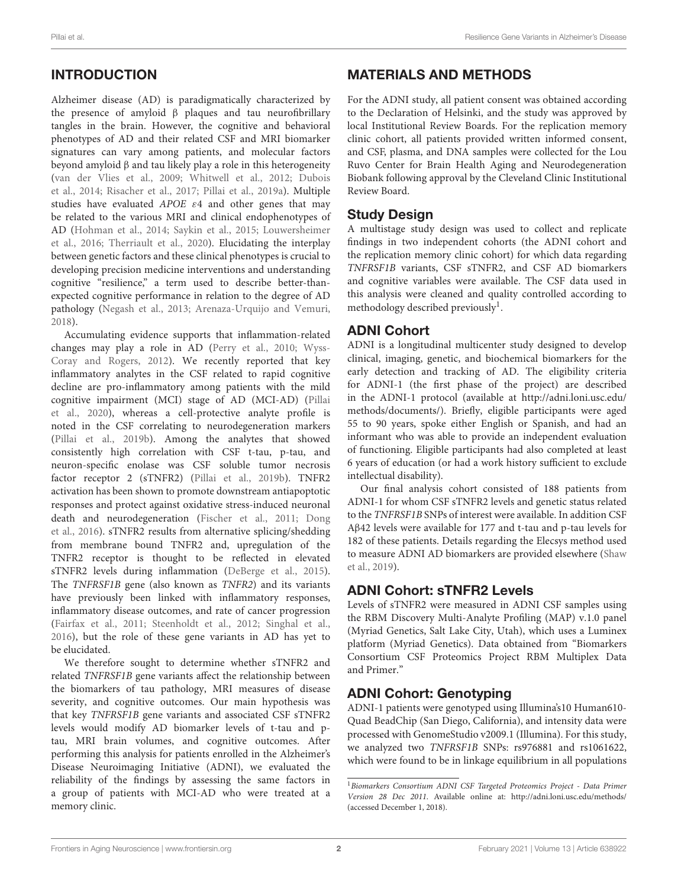## INTRODUCTION

Alzheimer disease (AD) is paradigmatically characterized by the presence of amyloid β plaques and tau neurofibrillary tangles in the brain. However, the cognitive and behavioral phenotypes of AD and their related CSF and MRI biomarker signatures can vary among patients, and molecular factors beyond amyloid β and tau likely play a role in this heterogeneity (van der Vlies et al., 2009; Whitwell et al., 2012; Dubois et al., 2014; Risacher et al., 2017; Pillai et al., 2019a). Multiple studies have evaluated *APOE* ε4 and other genes that may be related to the various MRI and clinical endophenotypes of AD (Hohman et al., 2014; Saykin et al., 2015; Louwersheimer et al., 2016; Therriault et al., 2020). Elucidating the interplay between genetic factors and these clinical phenotypes is crucial to developing precision medicine interventions and understanding cognitive "resilience," a term used to describe better-than-expected cognitive performance in relation to the degree of AD pathology (Negash et al., 2013; Arenaza-Urquijo and Vemuri, 2018).

Accumulating evidence supports that inflammation-related changes may play a role in AD (Perry et al., 2010; Wyss-Coray and Rogers, 2012). We recently reported that key inflammatory analytes in the CSF related to rapid cognitive decline are pro-inflammatory among patients with the mild cognitive impairment (MCI) stage of AD (MCI-AD) (Pillai et al., 2020), whereas a cell-protective analyte profile is noted in the CSF correlating to neurodegeneration markers (Pillai et al., 2019b). Among the analytes that showed consistently high correlation with CSF t-tau, p-tau, and neuron-specific enolase was CSF soluble tumor necrosis factor receptor 2 (sTNFR2) (Pillai et al., 2019b). TNFR2 activation has been shown to promote downstream antiapoptotic responses and protect against oxidative stress-induced neuronal death and neurodegeneration (Fischer et al., 2011; Dong et al., 2016). sTNFR2 results from alternative splicing/shedding from membrane bound TNFR2 and, upregulation of the TNFR2 receptor is thought to be reflected in elevated sTNFR2 levels during inflammation (DeBerge et al., 2015). The *TNFRSF1B* gene (also known as *TNFR2*) and its variants have previously been linked with inflammatory responses, inflammatory disease outcomes, and rate of cancer progression (Fairfax et al., 2011; Steenholdt et al., 2012; Singhal et al., 2016), but the role of these gene variants in AD has yet to be elucidated.

We therefore sought to determine whether sTNFR2 and related *TNFRSF1B* gene variants affect the relationship between the biomarkers of tau pathology, MRI measures of disease severity, and cognitive outcomes. Our main hypothesis was that key *TNFRSF1B* gene variants and associated CSF sTNFR2 levels would modify AD biomarker levels of t-tau and p-tau, MRI brain volumes, and cognitive outcomes. After performing this analysis for patients enrolled in the Alzheimer's Disease Neuroimaging Initiative (ADNI), we evaluated the reliability of the findings by assessing the same factors in a group of patients with MCI-AD who were treated at a memory clinic.

## MATERIALS AND METHODS

For the ADNI study, all patient consent was obtained according to the Declaration of Helsinki, and the study was approved by local Institutional Review Boards. For the replication memory clinic cohort, all patients provided written informed consent, and CSF, plasma, and DNA samples were collected for the Lou Ruvo Center for Brain Health Aging and Neurodegeneration Biobank following approval by the Cleveland Clinic Institutional Review Board.

### Study Design

A multistage study design was used to collect and replicate findings in two independent cohorts (the ADNI cohort and the replication memory clinic cohort) for which data regarding *TNFRSF1B* variants, CSF sTNFR2, and CSF AD biomarkers and cognitive variables were available. The CSF data used in this analysis were cleaned and quality controlled according to methodology described previously[1].

### ADNI Cohort

ADNI is a longitudinal multicenter study designed to develop clinical, imaging, genetic, and biochemical biomarkers for the early detection and tracking of AD. The eligibility criteria for ADNI-1 (the first phase of the project) are described in the ADNI-1 protocol (available at http://adni.loni.usc.edu/methods/documents/). Briefly, eligible participants were aged 55 to 90 years, spoke either English or Spanish, and had an informant who was able to provide an independent evaluation of functioning. Eligible participants had also completed at least 6 years of education (or had a work history sufficient to exclude intellectual disability).

Our final analysis cohort consisted of 188 patients from ADNI-1 for whom CSF sTNFR2 levels and genetic status related to the *TNFRSF1B* SNPs of interest were available. In addition CSF Aβ42 levels were available for 177 and t-tau and p-tau levels for 182 of these patients. Details regarding the Elecsys method used to measure ADNI AD biomarkers are provided elsewhere (Shaw et al., 2019).

### ADNI Cohort: sTNFR2 Levels

Levels of sTNFR2 were measured in ADNI CSF samples using the RBM Discovery Multi-Analyte Profiling (MAP) v.1.0 panel (Myriad Genetics, Salt Lake City, Utah), which uses a Luminex platform (Myriad Genetics). Data obtained from "Biomarkers Consortium CSF Proteomics Project RBM Multiplex Data and Primer."

### ADNI Cohort: Genotyping

ADNI-1 patients were genotyped using Illumina's10 Human610-Quad BeadChip (San Diego, California), and intensity data were processed with GenomeStudio v2009.1 (Illumina). For this study, we analyzed two *TNFRSF1B* SNPs: rs976881 and rs1061622, which were found to be in linkage equilibrium in all populations

[1] *Biomarkers Consortium ADNI CSF Targeted Proteomics Project - Data Primer Version 28 Dec 2011.* Available online at: http://adni.loni.usc.edu/methods/ (accessed December 1, 2018).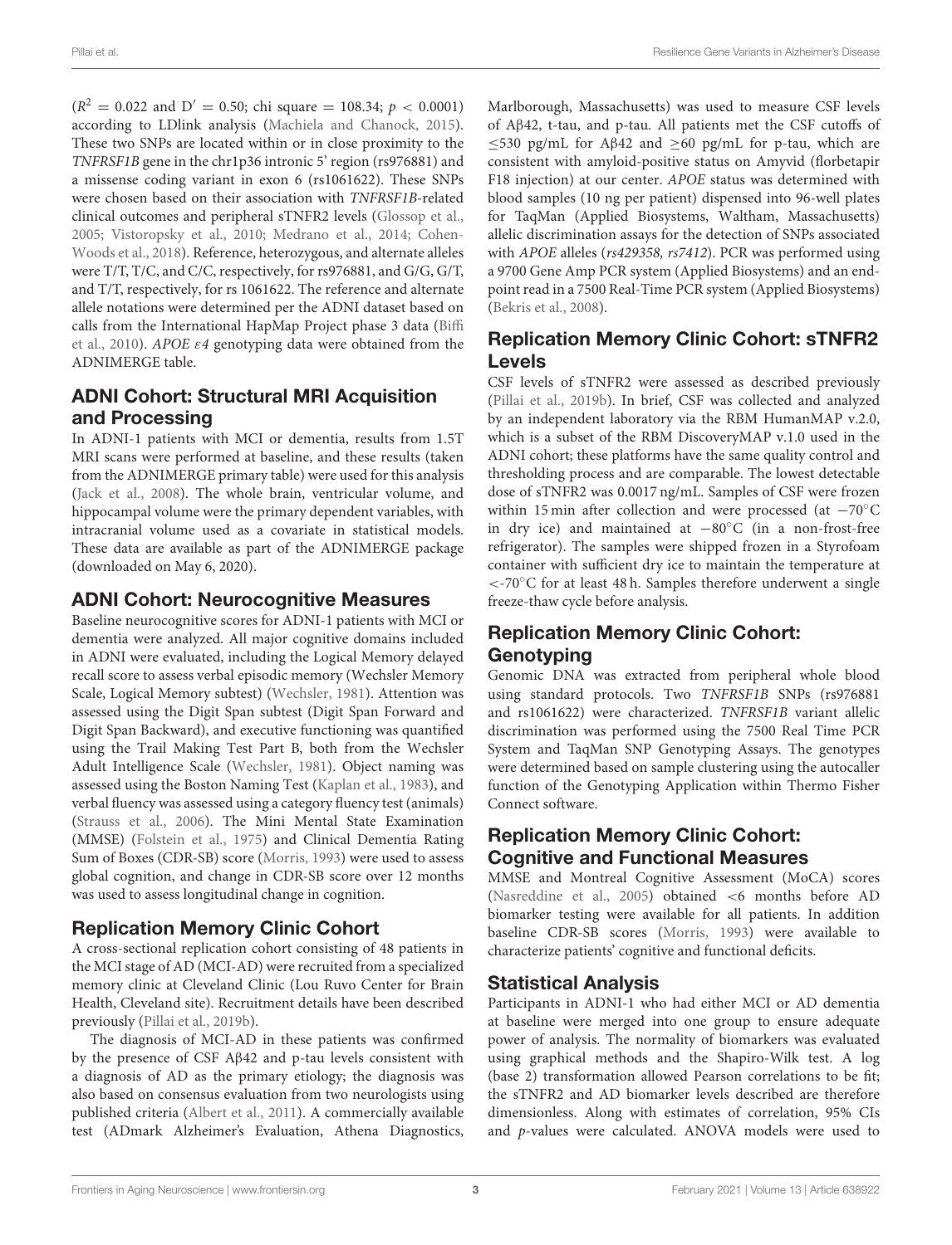($R^2$ = 0.022 and D′ = 0.50; chi square = 108.34; $p < 0.0001$) according to LDlink analysis (Machiela and Chanock, 2015). These two SNPs are located within or in close proximity to the *TNFRSF1B* gene in the chr1p36 intronic 5′ region (rs976881) and a missense coding variant in exon 6 (rs1061622). These SNPs were chosen based on their association with *TNFRSF1B*-related clinical outcomes and peripheral sTNFR2 levels (Glossop et al., 2005; Vistoropsky et al., 2010; Medrano et al., 2014; Cohen-Woods et al., 2018). Reference, heterozygous, and alternate alleles were T/T, T/C, and C/C, respectively, for rs976881, and G/G, G/T, and T/T, respectively, for rs 1061622. The reference and alternate allele notations were determined per the ADNI dataset based on calls from the International HapMap Project phase 3 data (Biffi et al., 2010). *APOE ε4* genotyping data were obtained from the ADNIMERGE table.

## ADNI Cohort: Structural MRI Acquisition and Processing

In ADNI-1 patients with MCI or dementia, results from 1.5T MRI scans were performed at baseline, and these results (taken from the ADNIMERGE primary table) were used for this analysis (Jack et al., 2008). The whole brain, ventricular volume, and hippocampal volume were the primary dependent variables, with intracranial volume used as a covariate in statistical models. These data are available as part of the ADNIMERGE package (downloaded on May 6, 2020).

## ADNI Cohort: Neurocognitive Measures

Baseline neurocognitive scores for ADNI-1 patients with MCI or dementia were analyzed. All major cognitive domains included in ADNI were evaluated, including the Logical Memory delayed recall score to assess verbal episodic memory (Wechsler Memory Scale, Logical Memory subtest) (Wechsler, 1981). Attention was assessed using the Digit Span subtest (Digit Span Forward and Digit Span Backward), and executive functioning was quantified using the Trail Making Test Part B, both from the Wechsler Adult Intelligence Scale (Wechsler, 1981). Object naming was assessed using the Boston Naming Test (Kaplan et al., 1983), and verbal fluency was assessed using a category fluency test (animals) (Strauss et al., 2006). The Mini Mental State Examination (MMSE) (Folstein et al., 1975) and Clinical Dementia Rating Sum of Boxes (CDR-SB) score (Morris, 1993) were used to assess global cognition, and change in CDR-SB score over 12 months was used to assess longitudinal change in cognition.

## Replication Memory Clinic Cohort

A cross-sectional replication cohort consisting of 48 patients in the MCI stage of AD (MCI-AD) were recruited from a specialized memory clinic at Cleveland Clinic (Lou Ruvo Center for Brain Health, Cleveland site). Recruitment details have been described previously (Pillai et al., 2019b).

The diagnosis of MCI-AD in these patients was confirmed by the presence of CSF Aβ42 and p-tau levels consistent with a diagnosis of AD as the primary etiology; the diagnosis was also based on consensus evaluation from two neurologists using published criteria (Albert et al., 2011). A commercially available test (ADmark Alzheimer's Evaluation, Athena Diagnostics, Marlborough, Massachusetts) was used to measure CSF levels of Aβ42, t-tau, and p-tau. All patients met the CSF cutoffs of ≤530 pg/mL for Aβ42 and ≥60 pg/mL for p-tau, which are consistent with amyloid-positive status on Amyvid (florbetapir F18 injection) at our center. *APOE* status was determined with blood samples (10 ng per patient) dispensed into 96-well plates for TaqMan (Applied Biosystems, Waltham, Massachusetts) allelic discrimination assays for the detection of SNPs associated with *APOE* alleles (*rs429358, rs7412*). PCR was performed using a 9700 Gene Amp PCR system (Applied Biosystems) and an end-point read in a 7500 Real-Time PCR system (Applied Biosystems) (Bekris et al., 2008).

## Replication Memory Clinic Cohort: sTNFR2 Levels

CSF levels of sTNFR2 were assessed as described previously (Pillai et al., 2019b). In brief, CSF was collected and analyzed by an independent laboratory via the RBM HumanMAP v.2.0, which is a subset of the RBM DiscoveryMAP v.1.0 used in the ADNI cohort; these platforms have the same quality control and thresholding process and are comparable. The lowest detectable dose of sTNFR2 was 0.0017 ng/mL. Samples of CSF were frozen within 15 min after collection and were processed (at −70°C in dry ice) and maintained at −80°C (in a non-frost-free refrigerator). The samples were shipped frozen in a Styrofoam container with sufficient dry ice to maintain the temperature at <-70°C for at least 48 h. Samples therefore underwent a single freeze-thaw cycle before analysis.

## Replication Memory Clinic Cohort: Genotyping

Genomic DNA was extracted from peripheral whole blood using standard protocols. Two *TNFRSF1B* SNPs (rs976881 and rs1061622) were characterized. *TNFRSF1B* variant allelic discrimination was performed using the 7500 Real Time PCR System and TaqMan SNP Genotyping Assays. The genotypes were determined based on sample clustering using the autocaller function of the Genotyping Application within Thermo Fisher Connect software.

## Replication Memory Clinic Cohort: Cognitive and Functional Measures

MMSE and Montreal Cognitive Assessment (MoCA) scores (Nasreddine et al., 2005) obtained <6 months before AD biomarker testing were available for all patients. In addition baseline CDR-SB scores (Morris, 1993) were available to characterize patients' cognitive and functional deficits.

## Statistical Analysis

Participants in ADNI-1 who had either MCI or AD dementia at baseline were merged into one group to ensure adequate power of analysis. The normality of biomarkers was evaluated using graphical methods and the Shapiro-Wilk test. A log (base 2) transformation allowed Pearson correlations to be fit; the sTNFR2 and AD biomarker levels described are therefore dimensionless. Along with estimates of correlation, 95% CIs and $p$-values were calculated. ANOVA models were used to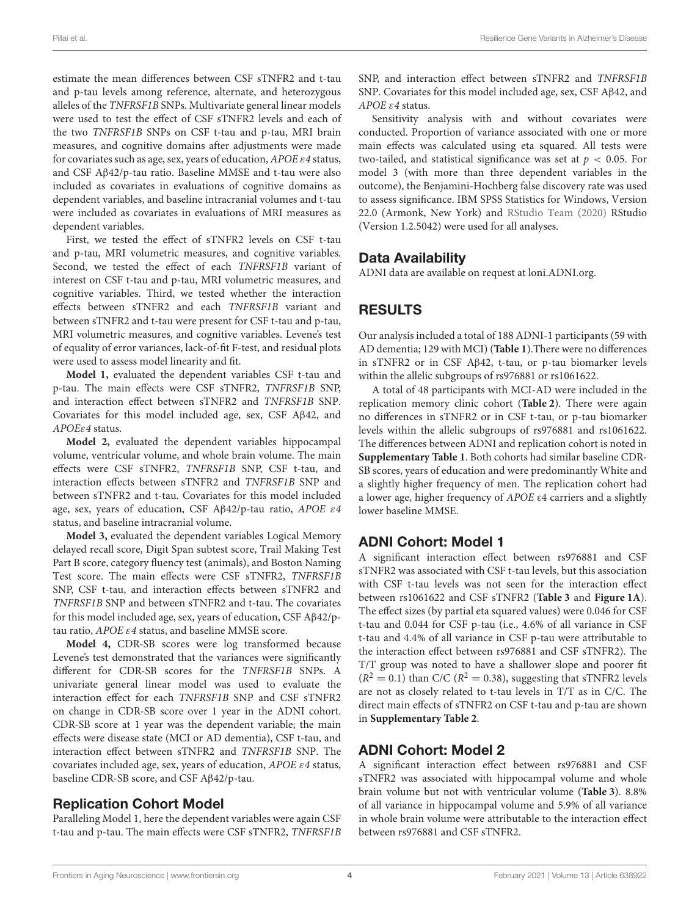estimate the mean differences between CSF sTNFR2 and t-tau and p-tau levels among reference, alternate, and heterozygous alleles of the *TNFRSF1B* SNPs. Multivariate general linear models were used to test the effect of CSF sTNFR2 levels and each of the two *TNFRSF1B* SNPs on CSF t-tau and p-tau, MRI brain measures, and cognitive domains after adjustments were made for covariates such as age, sex, years of education, *APOE ε4* status, and CSF Aβ42/p-tau ratio. Baseline MMSE and t-tau were also included as covariates in evaluations of cognitive domains as dependent variables, and baseline intracranial volumes and t-tau were included as covariates in evaluations of MRI measures as dependent variables.

First, we tested the effect of sTNFR2 levels on CSF t-tau and p-tau, MRI volumetric measures, and cognitive variables. Second, we tested the effect of each *TNFRSF1B* variant of interest on CSF t-tau and p-tau, MRI volumetric measures, and cognitive variables. Third, we tested whether the interaction effects between sTNFR2 and each *TNFRSF1B* variant and between sTNFR2 and t-tau were present for CSF t-tau and p-tau, MRI volumetric measures, and cognitive variables. Levene's test of equality of error variances, lack-of-fit F-test, and residual plots were used to assess model linearity and fit.

**Model 1,** evaluated the dependent variables CSF t-tau and p-tau. The main effects were CSF sTNFR2, *TNFRSF1B* SNP, and interaction effect between sTNFR2 and *TNFRSF1B* SNP. Covariates for this model included age, sex, CSF Aβ42, and *APOEε4* status.

**Model 2,** evaluated the dependent variables hippocampal volume, ventricular volume, and whole brain volume. The main effects were CSF sTNFR2, *TNFRSF1B* SNP, CSF t-tau, and interaction effects between sTNFR2 and *TNFRSF1B* SNP and between sTNFR2 and t-tau. Covariates for this model included age, sex, years of education, CSF Aβ42/p-tau ratio, *APOE ε4* status, and baseline intracranial volume.

**Model 3,** evaluated the dependent variables Logical Memory delayed recall score, Digit Span subtest score, Trail Making Test Part B score, category fluency test (animals), and Boston Naming Test score. The main effects were CSF sTNFR2, *TNFRSF1B* SNP, CSF t-tau, and interaction effects between sTNFR2 and *TNFRSF1B* SNP and between sTNFR2 and t-tau. The covariates for this model included age, sex, years of education, CSF Aβ42/p-tau ratio, *APOE ε4* status, and baseline MMSE score.

**Model 4,** CDR-SB scores were log transformed because Levene's test demonstrated that the variances were significantly different for CDR-SB scores for the *TNFRSF1B* SNPs. A univariate general linear model was used to evaluate the interaction effect for each *TNFRSF1B* SNP and CSF sTNFR2 on change in CDR-SB score over 1 year in the ADNI cohort. CDR-SB score at 1 year was the dependent variable; the main effects were disease state (MCI or AD dementia), CSF t-tau, and interaction effect between sTNFR2 and *TNFRSF1B* SNP. The covariates included age, sex, years of education, *APOE ε4* status, baseline CDR-SB score, and CSF Aβ42/p-tau.

## Replication Cohort Model

Paralleling Model 1, here the dependent variables were again CSF t-tau and p-tau. The main effects were CSF sTNFR2, *TNFRSF1B* SNP, and interaction effect between sTNFR2 and *TNFRSF1B* SNP. Covariates for this model included age, sex, CSF Aβ42, and *APOE ε4* status.

Sensitivity analysis with and without covariates were conducted. Proportion of variance associated with one or more main effects was calculated using eta squared. All tests were two-tailed, and statistical significance was set at $p < 0.05$. For model 3 (with more than three dependent variables in the outcome), the Benjamini-Hochberg false discovery rate was used to assess significance. IBM SPSS Statistics for Windows, Version 22.0 (Armonk, New York) and RStudio Team (2020) RStudio (Version 1.2.5042) were used for all analyses.

## Data Availability

ADNI data are available on request at loni.ADNI.org.

# RESULTS

Our analysis included a total of 188 ADNI-1 participants (59 with AD dementia; 129 with MCI) (**Table 1**).There were no differences in sTNFR2 or in CSF Aβ42, t-tau, or p-tau biomarker levels within the allelic subgroups of rs976881 or rs1061622.

A total of 48 participants with MCI-AD were included in the replication memory clinic cohort (**Table 2**). There were again no differences in sTNFR2 or in CSF t-tau, or p-tau biomarker levels within the allelic subgroups of rs976881 and rs1061622. The differences between ADNI and replication cohort is noted in **Supplementary Table 1**. Both cohorts had similar baseline CDR-SB scores, years of education and were predominantly White and a slightly higher frequency of men. The replication cohort had a lower age, higher frequency of *APOE* ε4 carriers and a slightly lower baseline MMSE.

## ADNI Cohort: Model 1

A significant interaction effect between rs976881 and CSF sTNFR2 was associated with CSF t-tau levels, but this association with CSF t-tau levels was not seen for the interaction effect between rs1061622 and CSF sTNFR2 (**Table 3** and **Figure 1A**). The effect sizes (by partial eta squared values) were 0.046 for CSF t-tau and 0.044 for CSF p-tau (i.e., 4.6% of all variance in CSF t-tau and 4.4% of all variance in CSF p-tau were attributable to the interaction effect between rs976881 and CSF sTNFR2). The T/T group was noted to have a shallower slope and poorer fit ($R^2 = 0.1$) than C/C ($R^2 = 0.38$), suggesting that sTNFR2 levels are not as closely related to t-tau levels in T/T as in C/C. The direct main effects of sTNFR2 on CSF t-tau and p-tau are shown in **Supplementary Table 2**.

## ADNI Cohort: Model 2

A significant interaction effect between rs976881 and CSF sTNFR2 was associated with hippocampal volume and whole brain volume but not with ventricular volume (**Table 3**). 8.8% of all variance in hippocampal volume and 5.9% of all variance in whole brain volume were attributable to the interaction effect between rs976881 and CSF sTNFR2.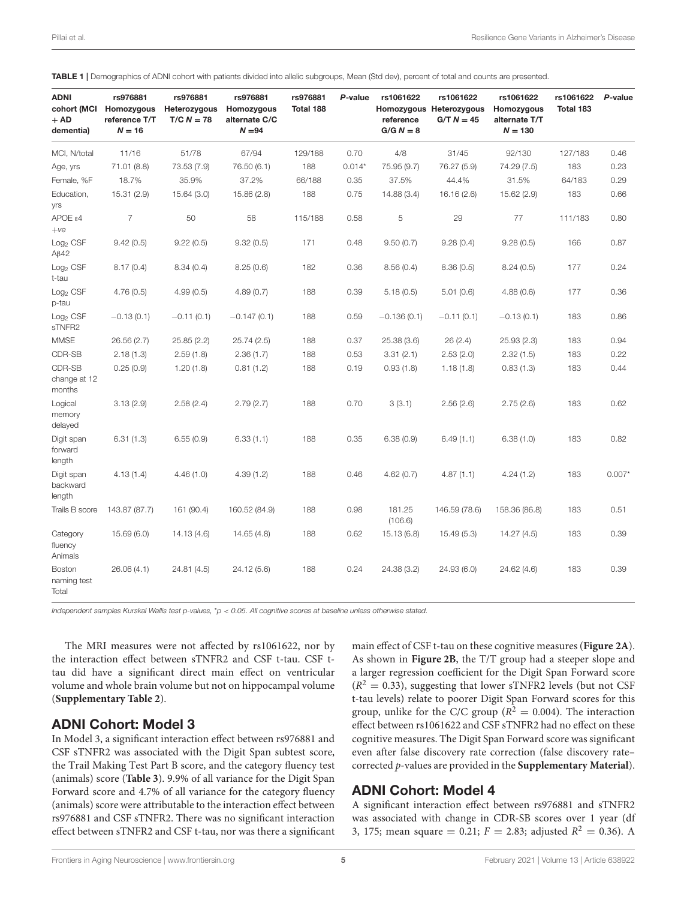**TABLE 1 |** Demographics of ADNI cohort with patients divided into allelic subgroups, Mean (Std dev), percent of total and counts are presented.

| ADNI cohort (MCI + AD dementia) | rs976881 Homozygous reference T/T $N = 16$ | rs976881 Heterozygous T/C $N = 78$ | rs976881 Homozygous alternate C/C $N = 94$ | rs976881 Total 188 | *P*-value | rs1061622 Homozygous reference G/G $N = 8$ | rs1061622 Heterozygous G/T $N = 45$ | rs1061622 Homozygous alternate T/T $N = 130$ | rs1061622 Total 183 | *P*-value |
|---|---|---|---|---|---|---|---|---|---|---|
| MCI, N/total | 11/16 | 51/78 | 67/94 | 129/188 | 0.70 | 4/8 | 31/45 | 92/130 | 127/183 | 0.46 |
| Age, yrs | 71.01 (8.8) | 73.53 (7.9) | 76.50 (6.1) | 188 | 0.014* | 75.95 (9.7) | 76.27 (5.9) | 74.29 (7.5) | 183 | 0.23 |
| Female, %F | 18.7% | 35.9% | 37.2% | 66/188 | 0.35 | 37.5% | 44.4% | 31.5% | 64/183 | 0.29 |
| Education, yrs | 15.31 (2.9) | 15.64 (3.0) | 15.86 (2.8) | 188 | 0.75 | 14.88 (3.4) | 16.16 (2.6) | 15.62 (2.9) | 183 | 0.66 |
| APOE ε4 +ve | 7 | 50 | 58 | 115/188 | 0.58 | 5 | 29 | 77 | 111/183 | 0.80 |
| $Log_2$ CSF Aβ42 | 9.42 (0.5) | 9.22 (0.5) | 9.32 (0.5) | 171 | 0.48 | 9.50 (0.7) | 9.28 (0.4) | 9.28 (0.5) | 166 | 0.87 |
| $Log_2$ CSF t-tau | 8.17 (0.4) | 8.34 (0.4) | 8.25 (0.6) | 182 | 0.36 | 8.56 (0.4) | 8.36 (0.5) | 8.24 (0.5) | 177 | 0.24 |
| $Log_2$ CSF p-tau | 4.76 (0.5) | 4.99 (0.5) | 4.89 (0.7) | 188 | 0.39 | 5.18 (0.5) | 5.01 (0.6) | 4.88 (0.6) | 177 | 0.36 |
| $Log_2$ CSF sTNFR2 | −0.13 (0.1) | −0.11 (0.1) | −0.147 (0.1) | 188 | 0.59 | −0.136 (0.1) | −0.11 (0.1) | −0.13 (0.1) | 183 | 0.86 |
| MMSE | 26.56 (2.7) | 25.85 (2.2) | 25.74 (2.5) | 188 | 0.37 | 25.38 (3.6) | 26 (2.4) | 25.93 (2.3) | 183 | 0.94 |
| CDR-SB | 2.18 (1.3) | 2.59 (1.8) | 2.36 (1.7) | 188 | 0.53 | 3.31 (2.1) | 2.53 (2.0) | 2.32 (1.5) | 183 | 0.22 |
| CDR-SB change at 12 months | 0.25 (0.9) | 1.20 (1.8) | 0.81 (1.2) | 188 | 0.19 | 0.93 (1.8) | 1.18 (1.8) | 0.83 (1.3) | 183 | 0.44 |
| Logical memory delayed | 3.13 (2.9) | 2.58 (2.4) | 2.79 (2.7) | 188 | 0.70 | 3 (3.1) | 2.56 (2.6) | 2.75 (2.6) | 183 | 0.62 |
| Digit span forward length | 6.31 (1.3) | 6.55 (0.9) | 6.33 (1.1) | 188 | 0.35 | 6.38 (0.9) | 6.49 (1.1) | 6.38 (1.0) | 183 | 0.82 |
| Digit span backward length | 4.13 (1.4) | 4.46 (1.0) | 4.39 (1.2) | 188 | 0.46 | 4.62 (0.7) | 4.87 (1.1) | 4.24 (1.2) | 183 | 0.007* |
| Trails B score | 143.87 (87.7) | 161 (90.4) | 160.52 (84.9) | 188 | 0.98 | 181.25 (106.6) | 146.59 (78.6) | 158.36 (86.8) | 183 | 0.51 |
| Category fluency Animals | 15.69 (6.0) | 14.13 (4.6) | 14.65 (4.8) | 188 | 0.62 | 15.13 (6.8) | 15.49 (5.3) | 14.27 (4.5) | 183 | 0.39 |
| Boston naming test Total | 26.06 (4.1) | 24.81 (4.5) | 24.12 (5.6) | 188 | 0.24 | 24.38 (3.2) | 24.93 (6.0) | 24.62 (4.6) | 183 | 0.39 |

*Independent samples Kurskal Wallis test p-values, \*p < 0.05. All cognitive scores at baseline unless otherwise stated.*

The MRI measures were not affected by rs1061622, nor by the interaction effect between sTNFR2 and CSF t-tau. CSF t-tau did have a significant direct main effect on ventricular volume and whole brain volume but not on hippocampal volume (**Supplementary Table 2**).

## ADNI Cohort: Model 3

In Model 3, a significant interaction effect between rs976881 and CSF sTNFR2 was associated with the Digit Span subtest score, the Trail Making Test Part B score, and the category fluency test (animals) score (**Table 3**). 9.9% of all variance for the Digit Span Forward score and 4.7% of all variance for the category fluency (animals) score were attributable to the interaction effect between rs976881 and CSF sTNFR2. There was no significant interaction effect between sTNFR2 and CSF t-tau, nor was there a significant main effect of CSF t-tau on these cognitive measures (**Figure 2A**). As shown in **Figure 2B**, the T/T group had a steeper slope and a larger regression coefficient for the Digit Span Forward score ($R^2 = 0.33$), suggesting that lower sTNFR2 levels (but not CSF t-tau levels) relate to poorer Digit Span Forward scores for this group, unlike for the C/C group ($R^2 = 0.004$). The interaction effect between rs1061622 and CSF sTNFR2 had no effect on these cognitive measures. The Digit Span Forward score was significant even after false discovery rate correction (false discovery rate–corrected *p*-values are provided in the **Supplementary Material**).

## ADNI Cohort: Model 4

A significant interaction effect between rs976881 and sTNFR2 was associated with change in CDR-SB scores over 1 year (df 3, 175; mean square = 0.21; $F = 2.83$; adjusted $R^2 = 0.36$). A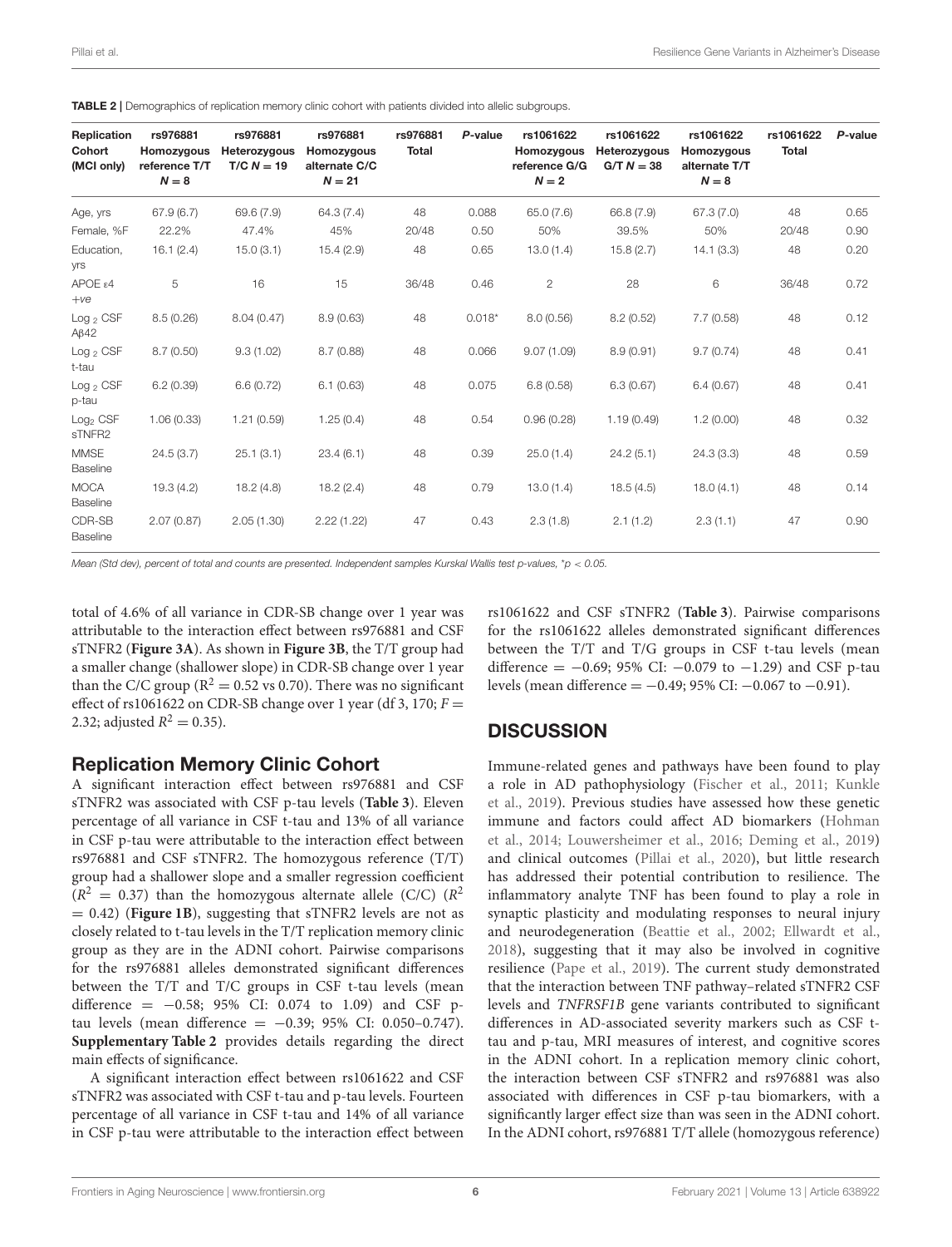**TABLE 2 |** Demographics of replication memory clinic cohort with patients divided into allelic subgroups.

| Replication Cohort (MCI only) | rs976881 Homozygous reference T/T $N = 8$ | rs976881 Heterozygous T/C $N = 19$ | rs976881 Homozygous alternate C/C $N = 21$ | rs976881 Total | P-value | rs1061622 Homozygous reference G/G $N = 2$ | rs1061622 Heterozygous G/T $N = 38$ | rs1061622 Homozygous alternate T/T $N = 8$ | rs1061622 Total | P-value |
|---|---|---|---|---|---|---|---|---|---|---|
| Age, yrs | 67.9 (6.7) | 69.6 (7.9) | 64.3 (7.4) | 48 | 0.088 | 65.0 (7.6) | 66.8 (7.9) | 67.3 (7.0) | 48 | 0.65 |
| Female, %F | 22.2% | 47.4% | 45% | 20/48 | 0.50 | 50% | 39.5% | 50% | 20/48 | 0.90 |
| Education, yrs | 16.1 (2.4) | 15.0 (3.1) | 15.4 (2.9) | 48 | 0.65 | 13.0 (1.4) | 15.8 (2.7) | 14.1 (3.3) | 48 | 0.20 |
| APOE ε4 +ve | 5 | 16 | 15 | 36/48 | 0.46 | 2 | 28 | 6 | 36/48 | 0.72 |
| $\text{Log}_2$ CSF Aβ42 | 8.5 (0.26) | 8.04 (0.47) | 8.9 (0.63) | 48 | 0.018* | 8.0 (0.56) | 8.2 (0.52) | 7.7 (0.58) | 48 | 0.12 |
| $\text{Log}_2$ CSF t-tau | 8.7 (0.50) | 9.3 (1.02) | 8.7 (0.88) | 48 | 0.066 | 9.07 (1.09) | 8.9 (0.91) | 9.7 (0.74) | 48 | 0.41 |
| $\text{Log}_2$ CSF p-tau | 6.2 (0.39) | 6.6 (0.72) | 6.1 (0.63) | 48 | 0.075 | 6.8 (0.58) | 6.3 (0.67) | 6.4 (0.67) | 48 | 0.41 |
| $\text{Log}_2$ CSF sTNFR2 | 1.06 (0.33) | 1.21 (0.59) | 1.25 (0.4) | 48 | 0.54 | 0.96 (0.28) | 1.19 (0.49) | 1.2 (0.00) | 48 | 0.32 |
| MMSE Baseline | 24.5 (3.7) | 25.1 (3.1) | 23.4 (6.1) | 48 | 0.39 | 25.0 (1.4) | 24.2 (5.1) | 24.3 (3.3) | 48 | 0.59 |
| MOCA Baseline | 19.3 (4.2) | 18.2 (4.8) | 18.2 (2.4) | 48 | 0.79 | 13.0 (1.4) | 18.5 (4.5) | 18.0 (4.1) | 48 | 0.14 |
| CDR-SB Baseline | 2.07 (0.87) | 2.05 (1.30) | 2.22 (1.22) | 47 | 0.43 | 2.3 (1.8) | 2.1 (1.2) | 2.3 (1.1) | 47 | 0.90 |

*Mean (Std dev), percent of total and counts are presented. Independent samples Kurskal Wallis test p-values, *p < 0.05.*

total of 4.6% of all variance in CDR-SB change over 1 year was attributable to the interaction effect between rs976881 and CSF sTNFR2 (**Figure 3A**). As shown in **Figure 3B**, the T/T group had a smaller change (shallower slope) in CDR-SB change over 1 year than the C/C group ($R^2 = 0.52$ vs 0.70). There was no significant effect of rs1061622 on CDR-SB change over 1 year (df 3, 170; $F = 2.32$; adjusted $R^2 = 0.35$).

## Replication Memory Clinic Cohort

A significant interaction effect between rs976881 and CSF sTNFR2 was associated with CSF p-tau levels (**Table 3**). Eleven percentage of all variance in CSF t-tau and 13% of all variance in CSF p-tau were attributable to the interaction effect between rs976881 and CSF sTNFR2. The homozygous reference (T/T) group had a shallower slope and a smaller regression coefficient ($R^2 = 0.37$) than the homozygous alternate allele (C/C) ($R^2 = 0.42$) (**Figure 1B**), suggesting that sTNFR2 levels are not as closely related to t-tau levels in the T/T replication memory clinic group as they are in the ADNI cohort. Pairwise comparisons for the rs976881 alleles demonstrated significant differences between the T/T and T/C groups in CSF t-tau levels (mean difference = −0.58; 95% CI: 0.074 to 1.09) and CSF p-tau levels (mean difference = −0.39; 95% CI: 0.050–0.747). **Supplementary Table 2** provides details regarding the direct main effects of significance.

A significant interaction effect between rs1061622 and CSF sTNFR2 was associated with CSF t-tau and p-tau levels. Fourteen percentage of all variance in CSF t-tau and 14% of all variance in CSF p-tau were attributable to the interaction effect between rs1061622 and CSF sTNFR2 (**Table 3**). Pairwise comparisons for the rs1061622 alleles demonstrated significant differences between the T/T and T/G groups in CSF t-tau levels (mean difference = −0.69; 95% CI: −0.079 to −1.29) and CSF p-tau levels (mean difference = −0.49; 95% CI: −0.067 to −0.91).

## DISCUSSION

Immune-related genes and pathways have been found to play a role in AD pathophysiology (Fischer et al., 2011; Kunkle et al., 2019). Previous studies have assessed how these genetic immune and factors could affect AD biomarkers (Hohman et al., 2014; Louwersheimer et al., 2016; Deming et al., 2019) and clinical outcomes (Pillai et al., 2020), but little research has addressed their potential contribution to resilience. The inflammatory analyte TNF has been found to play a role in synaptic plasticity and modulating responses to neural injury and neurodegeneration (Beattie et al., 2002; Ellwardt et al., 2018), suggesting that it may also be involved in cognitive resilience (Pape et al., 2019). The current study demonstrated that the interaction between TNF pathway–related sTNFR2 CSF levels and *TNFRSF1B* gene variants contributed to significant differences in AD-associated severity markers such as CSF t-tau and p-tau, MRI measures of interest, and cognitive scores in the ADNI cohort. In a replication memory clinic cohort, the interaction between CSF sTNFR2 and rs976881 was also associated with differences in CSF p-tau biomarkers, with a significantly larger effect size than was seen in the ADNI cohort. In the ADNI cohort, rs976881 T/T allele (homozygous reference)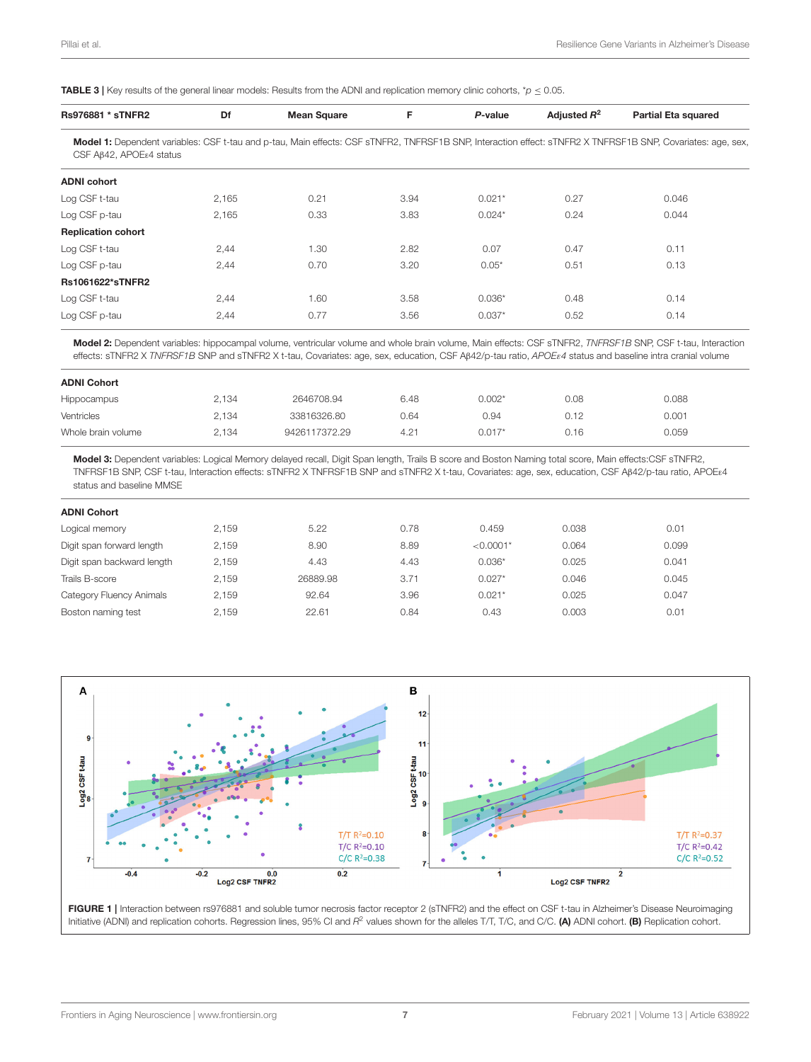**TABLE 3 |** Key results of the general linear models: Results from the ADNI and replication memory clinic cohorts, $^{*}p \leq 0.05$.

| Rs976881 * sTNFR2 | Df | Mean Square | F | *P*-value | Adjusted $R^2$ | Partial Eta squared |
|---|---|---|---|---|---|---|
| **Model 1:** Dependent variables: CSF t-tau and p-tau, Main effects: CSF sTNFR2, TNFRSF1B SNP, Interaction effect: sTNFR2 X TNFRSF1B SNP, Covariates: age, sex, CSF Aβ42, APOEε4 status | | | | | | |
| **ADNI cohort** | | | | | | |
| Log CSF t-tau | 2,165 | 0.21 | 3.94 | 0.021* | 0.27 | 0.046 |
| Log CSF p-tau | 2,165 | 0.33 | 3.83 | 0.024* | 0.24 | 0.044 |
| **Replication cohort** | | | | | | |
| Log CSF t-tau | 2,44 | 1.30 | 2.82 | 0.07 | 0.47 | 0.11 |
| Log CSF p-tau | 2,44 | 0.70 | 3.20 | 0.05* | 0.51 | 0.13 |
| **Rs1061622*sTNFR2** | | | | | | |
| Log CSF t-tau | 2,44 | 1.60 | 3.58 | 0.036* | 0.48 | 0.14 |
| Log CSF p-tau | 2,44 | 0.77 | 3.56 | 0.037* | 0.52 | 0.14 |
| **Model 2:** Dependent variables: hippocampal volume, ventricular volume and whole brain volume, Main effects: CSF sTNFR2, *TNFRSF1B* SNP, CSF t-tau, Interaction effects: sTNFR2 X *TNFRSF1B* SNP and sTNFR2 X t-tau, Covariates: age, sex, education, CSF Aβ42/p-tau ratio, *APOEε4* status and baseline intra cranial volume | | | | | | |
| **ADNI Cohort** | | | | | | |
| Hippocampus | 2,134 | 2646708.94 | 6.48 | 0.002* | 0.08 | 0.088 |
| Ventricles | 2,134 | 33816326.80 | 0.64 | 0.94 | 0.12 | 0.001 |
| Whole brain volume | 2,134 | 9426117372.29 | 4.21 | 0.017* | 0.16 | 0.059 |
| **Model 3:** Dependent variables: Logical Memory delayed recall, Digit Span length, Trails B score and Boston Naming total score, Main effects:CSF sTNFR2, TNFRSF1B SNP, CSF t-tau, Interaction effects: sTNFR2 X TNFRSF1B SNP and sTNFR2 X t-tau, Covariates: age, sex, education, CSF Aβ42/p-tau ratio, APOEε4 status and baseline MMSE | | | | | | |
| **ADNI Cohort** | | | | | | |
| Logical memory | 2,159 | 5.22 | 0.78 | 0.459 | 0.038 | 0.01 |
| Digit span forward length | 2,159 | 8.90 | 8.89 | <0.0001* | 0.064 | 0.099 |
| Digit span backward length | 2,159 | 4.43 | 4.43 | 0.036* | 0.025 | 0.041 |
| Trails B-score | 2,159 | 26889.98 | 3.71 | 0.027* | 0.046 | 0.045 |
| Category Fluency Animals | 2,159 | 92.64 | 3.96 | 0.021* | 0.025 | 0.047 |
| Boston naming test | 2,159 | 22.61 | 0.84 | 0.43 | 0.003 | 0.01 |

**FIGURE 1 |** Interaction between rs976881 and soluble tumor necrosis factor receptor 2 (sTNFR2) and the effect on CSF t-tau in Alzheimer's Disease Neuroimaging Initiative (ADNI) and replication cohorts. Regression lines, 95% CI and $R^2$ values shown for the alleles T/T, T/C, and C/C. **(A)** ADNI cohort. **(B)** Replication cohort.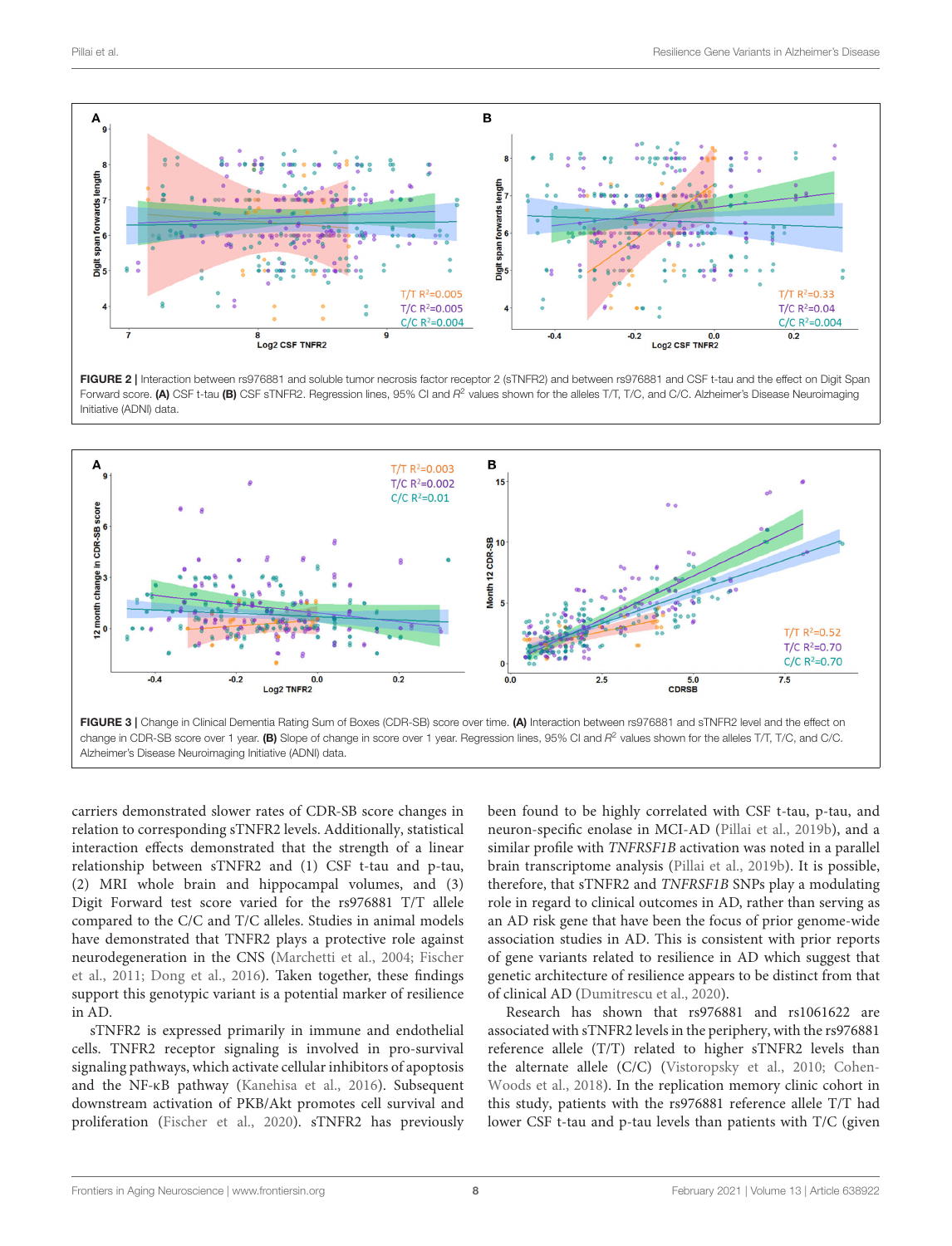FIGURE 2 | Interaction between rs976881 and soluble tumor necrosis factor receptor 2 (sTNFR2) and between rs976881 and CSF t-tau and the effect on Digit Span Forward score. **(A)** CSF t-tau **(B)** CSF sTNFR2. Regression lines, 95% CI and $R^2$ values shown for the alleles T/T, T/C, and C/C. Alzheimer's Disease Neuroimaging Initiative (ADNI) data.

FIGURE 3 | Change in Clinical Dementia Rating Sum of Boxes (CDR-SB) score over time. **(A)** Interaction between rs976881 and sTNFR2 level and the effect on change in CDR-SB score over 1 year. **(B)** Slope of change in score over 1 year. Regression lines, 95% CI and $R^2$ values shown for the alleles T/T, T/C, and C/C. Alzheimer's Disease Neuroimaging Initiative (ADNI) data.

carriers demonstrated slower rates of CDR-SB score changes in relation to corresponding sTNFR2 levels. Additionally, statistical interaction effects demonstrated that the strength of a linear relationship between sTNFR2 and (1) CSF t-tau and p-tau, (2) MRI whole brain and hippocampal volumes, and (3) Digit Forward test score varied for the rs976881 T/T allele compared to the C/C and T/C alleles. Studies in animal models have demonstrated that TNFR2 plays a protective role against neurodegeneration in the CNS (Marchetti et al., 2004; Fischer et al., 2011; Dong et al., 2016). Taken together, these findings support this genotypic variant is a potential marker of resilience in AD.

sTNFR2 is expressed primarily in immune and endothelial cells. TNFR2 receptor signaling is involved in pro-survival signaling pathways, which activate cellular inhibitors of apoptosis and the NF-κB pathway (Kanehisa et al., 2016). Subsequent downstream activation of PKB/Akt promotes cell survival and proliferation (Fischer et al., 2020). sTNFR2 has previously been found to be highly correlated with CSF t-tau, p-tau, and neuron-specific enolase in MCI-AD (Pillai et al., 2019b), and a similar profile with *TNFRSF1B* activation was noted in a parallel brain transcriptome analysis (Pillai et al., 2019b). It is possible, therefore, that sTNFR2 and *TNFRSF1B* SNPs play a modulating role in regard to clinical outcomes in AD, rather than serving as an AD risk gene that have been the focus of prior genome-wide association studies in AD. This is consistent with prior reports of gene variants related to resilience in AD which suggest that genetic architecture of resilience appears to be distinct from that of clinical AD (Dumitrescu et al., 2020).

Research has shown that rs976881 and rs1061622 are associated with sTNFR2 levels in the periphery, with the rs976881 reference allele (T/T) related to higher sTNFR2 levels than the alternate allele (C/C) (Vistoropsky et al., 2010; Cohen-Woods et al., 2018). In the replication memory clinic cohort in this study, patients with the rs976881 reference allele T/T had lower CSF t-tau and p-tau levels than patients with T/C (given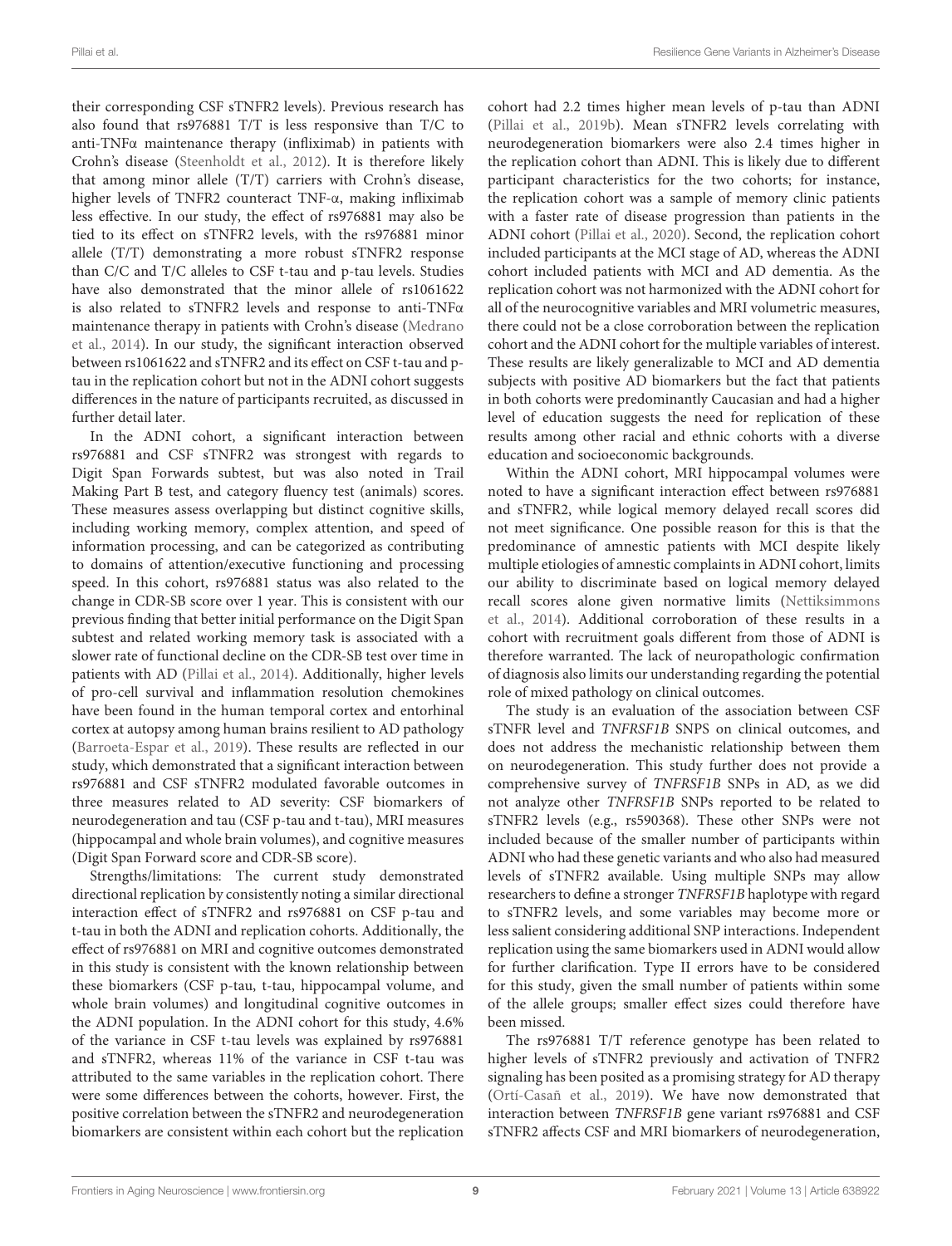their corresponding CSF sTNFR2 levels). Previous research has also found that rs976881 T/T is less responsive than T/C to anti-TNFα maintenance therapy (infliximab) in patients with Crohn's disease (Steenholdt et al., 2012). It is therefore likely that among minor allele (T/T) carriers with Crohn's disease, higher levels of TNFR2 counteract TNF-α, making infliximab less effective. In our study, the effect of rs976881 may also be tied to its effect on sTNFR2 levels, with the rs976881 minor allele (T/T) demonstrating a more robust sTNFR2 response than C/C and T/C alleles to CSF t-tau and p-tau levels. Studies have also demonstrated that the minor allele of rs1061622 is also related to sTNFR2 levels and response to anti-TNFα maintenance therapy in patients with Crohn's disease (Medrano et al., 2014). In our study, the significant interaction observed between rs1061622 and sTNFR2 and its effect on CSF t-tau and p-tau in the replication cohort but not in the ADNI cohort suggests differences in the nature of participants recruited, as discussed in further detail later.

In the ADNI cohort, a significant interaction between rs976881 and CSF sTNFR2 was strongest with regards to Digit Span Forwards subtest, but was also noted in Trail Making Part B test, and category fluency test (animals) scores. These measures assess overlapping but distinct cognitive skills, including working memory, complex attention, and speed of information processing, and can be categorized as contributing to domains of attention/executive functioning and processing speed. In this cohort, rs976881 status was also related to the change in CDR-SB score over 1 year. This is consistent with our previous finding that better initial performance on the Digit Span subtest and related working memory task is associated with a slower rate of functional decline on the CDR-SB test over time in patients with AD (Pillai et al., 2014). Additionally, higher levels of pro-cell survival and inflammation resolution chemokines have been found in the human temporal cortex and entorhinal cortex at autopsy among human brains resilient to AD pathology (Barroeta-Espar et al., 2019). These results are reflected in our study, which demonstrated that a significant interaction between rs976881 and CSF sTNFR2 modulated favorable outcomes in three measures related to AD severity: CSF biomarkers of neurodegeneration and tau (CSF p-tau and t-tau), MRI measures (hippocampal and whole brain volumes), and cognitive measures (Digit Span Forward score and CDR-SB score).

Strengths/limitations: The current study demonstrated directional replication by consistently noting a similar directional interaction effect of sTNFR2 and rs976881 on CSF p-tau and t-tau in both the ADNI and replication cohorts. Additionally, the effect of rs976881 on MRI and cognitive outcomes demonstrated in this study is consistent with the known relationship between these biomarkers (CSF p-tau, t-tau, hippocampal volume, and whole brain volumes) and longitudinal cognitive outcomes in the ADNI population. In the ADNI cohort for this study, 4.6% of the variance in CSF t-tau levels was explained by rs976881 and sTNFR2, whereas 11% of the variance in CSF t-tau was attributed to the same variables in the replication cohort. There were some differences between the cohorts, however. First, the positive correlation between the sTNFR2 and neurodegeneration biomarkers are consistent within each cohort but the replication cohort had 2.2 times higher mean levels of p-tau than ADNI (Pillai et al., 2019b). Mean sTNFR2 levels correlating with neurodegeneration biomarkers were also 2.4 times higher in the replication cohort than ADNI. This is likely due to different participant characteristics for the two cohorts; for instance, the replication cohort was a sample of memory clinic patients with a faster rate of disease progression than patients in the ADNI cohort (Pillai et al., 2020). Second, the replication cohort included participants at the MCI stage of AD, whereas the ADNI cohort included patients with MCI and AD dementia. As the replication cohort was not harmonized with the ADNI cohort for all of the neurocognitive variables and MRI volumetric measures, there could not be a close corroboration between the replication cohort and the ADNI cohort for the multiple variables of interest. These results are likely generalizable to MCI and AD dementia subjects with positive AD biomarkers but the fact that patients in both cohorts were predominantly Caucasian and had a higher level of education suggests the need for replication of these results among other racial and ethnic cohorts with a diverse education and socioeconomic backgrounds.

Within the ADNI cohort, MRI hippocampal volumes were noted to have a significant interaction effect between rs976881 and sTNFR2, while logical memory delayed recall scores did not meet significance. One possible reason for this is that the predominance of amnestic patients with MCI despite likely multiple etiologies of amnestic complaints in ADNI cohort, limits our ability to discriminate based on logical memory delayed recall scores alone given normative limits (Nettiksimmons et al., 2014). Additional corroboration of these results in a cohort with recruitment goals different from those of ADNI is therefore warranted. The lack of neuropathologic confirmation of diagnosis also limits our understanding regarding the potential role of mixed pathology on clinical outcomes.

The study is an evaluation of the association between CSF sTNFR level and *TNFRSF1B* SNPS on clinical outcomes, and does not address the mechanistic relationship between them on neurodegeneration. This study further does not provide a comprehensive survey of *TNFRSF1B* SNPs in AD, as we did not analyze other *TNFRSF1B* SNPs reported to be related to sTNFR2 levels (e.g., rs590368). These other SNPs were not included because of the smaller number of participants within ADNI who had these genetic variants and who also had measured levels of sTNFR2 available. Using multiple SNPs may allow researchers to define a stronger *TNFRSF1B* haplotype with regard to sTNFR2 levels, and some variables may become more or less salient considering additional SNP interactions. Independent replication using the same biomarkers used in ADNI would allow for further clarification. Type II errors have to be considered for this study, given the small number of patients within some of the allele groups; smaller effect sizes could therefore have been missed.

The rs976881 T/T reference genotype has been related to higher levels of sTNFR2 previously and activation of TNFR2 signaling has been posited as a promising strategy for AD therapy (Ortí-Casañ et al., 2019). We have now demonstrated that interaction between *TNFRSF1B* gene variant rs976881 and CSF sTNFR2 affects CSF and MRI biomarkers of neurodegeneration,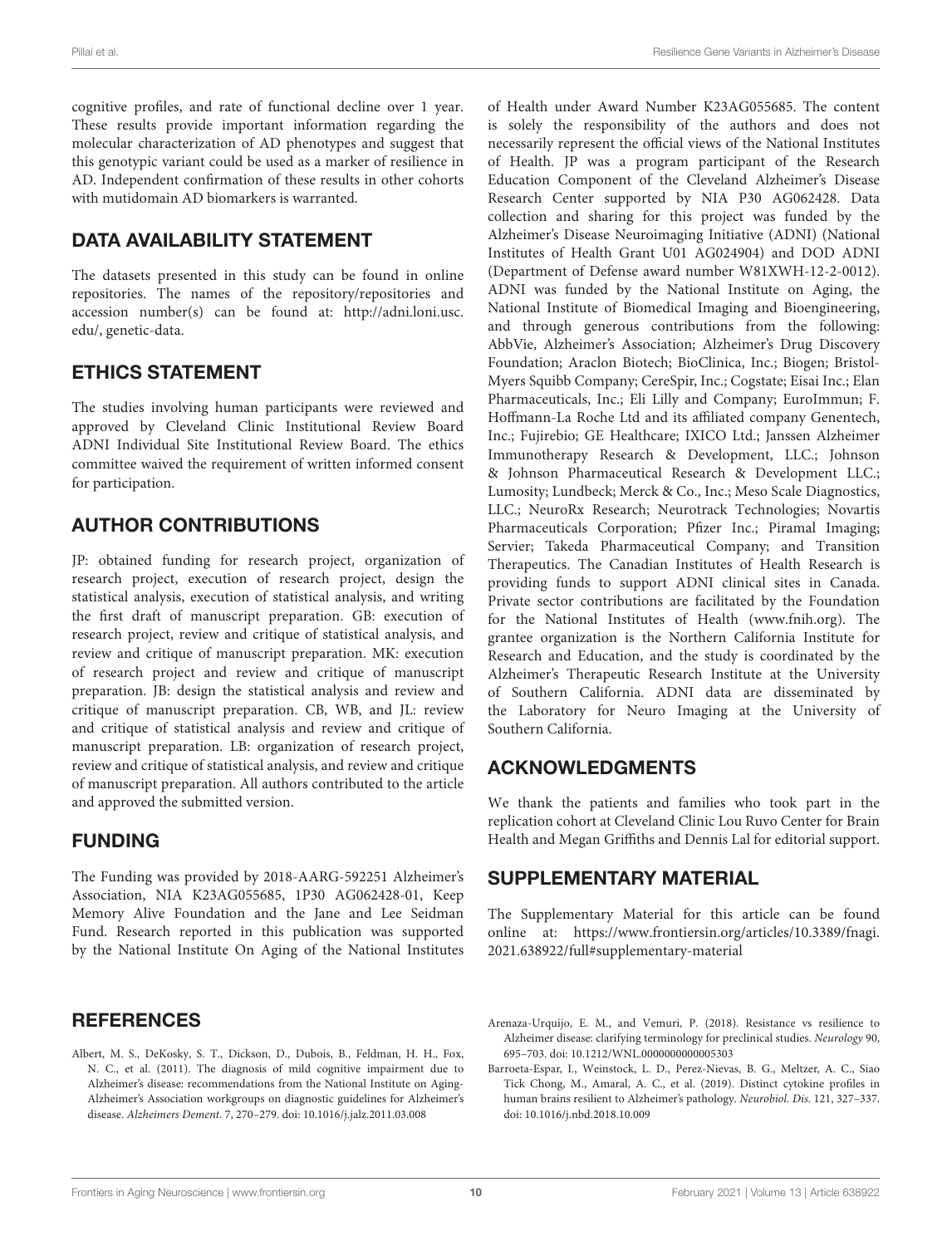cognitive profiles, and rate of functional decline over 1 year. These results provide important information regarding the molecular characterization of AD phenotypes and suggest that this genotypic variant could be used as a marker of resilience in AD. Independent confirmation of these results in other cohorts with mutidomain AD biomarkers is warranted.

## DATA AVAILABILITY STATEMENT

The datasets presented in this study can be found in online repositories. The names of the repository/repositories and accession number(s) can be found at: http://adni.loni.usc.edu/, genetic-data.

## ETHICS STATEMENT

The studies involving human participants were reviewed and approved by Cleveland Clinic Institutional Review Board ADNI Individual Site Institutional Review Board. The ethics committee waived the requirement of written informed consent for participation.

## AUTHOR CONTRIBUTIONS

JP: obtained funding for research project, organization of research project, execution of research project, design the statistical analysis, execution of statistical analysis, and writing the first draft of manuscript preparation. GB: execution of research project, review and critique of statistical analysis, and review and critique of manuscript preparation. MK: execution of research project and review and critique of manuscript preparation. JB: design the statistical analysis and review and critique of manuscript preparation. CB, WB, and JL: review and critique of statistical analysis and review and critique of manuscript preparation. LB: organization of research project, review and critique of statistical analysis, and review and critique of manuscript preparation. All authors contributed to the article and approved the submitted version.

## FUNDING

The Funding was provided by 2018-AARG-592251 Alzheimer's Association, NIA K23AG055685, 1P30 AG062428-01, Keep Memory Alive Foundation and the Jane and Lee Seidman Fund. Research reported in this publication was supported by the National Institute On Aging of the National Institutes of Health under Award Number K23AG055685. The content is solely the responsibility of the authors and does not necessarily represent the official views of the National Institutes of Health. JP was a program participant of the Research Education Component of the Cleveland Alzheimer's Disease Research Center supported by NIA P30 AG062428. Data collection and sharing for this project was funded by the Alzheimer's Disease Neuroimaging Initiative (ADNI) (National Institutes of Health Grant U01 AG024904) and DOD ADNI (Department of Defense award number W81XWH-12-2-0012). ADNI was funded by the National Institute on Aging, the National Institute of Biomedical Imaging and Bioengineering, and through generous contributions from the following: AbbVie, Alzheimer's Association; Alzheimer's Drug Discovery Foundation; Araclon Biotech; BioClinica, Inc.; Biogen; Bristol-Myers Squibb Company; CereSpir, Inc.; Cogstate; Eisai Inc.; Elan Pharmaceuticals, Inc.; Eli Lilly and Company; EuroImmun; F. Hoffmann-La Roche Ltd and its affiliated company Genentech, Inc.; Fujirebio; GE Healthcare; IXICO Ltd.; Janssen Alzheimer Immunotherapy Research & Development, LLC.; Johnson & Johnson Pharmaceutical Research & Development LLC.; Lumosity; Lundbeck; Merck & Co., Inc.; Meso Scale Diagnostics, LLC.; NeuroRx Research; Neurotrack Technologies; Novartis Pharmaceuticals Corporation; Pfizer Inc.; Piramal Imaging; Servier; Takeda Pharmaceutical Company; and Transition Therapeutics. The Canadian Institutes of Health Research is providing funds to support ADNI clinical sites in Canada. Private sector contributions are facilitated by the Foundation for the National Institutes of Health (www.fnih.org). The grantee organization is the Northern California Institute for Research and Education, and the study is coordinated by the Alzheimer's Therapeutic Research Institute at the University of Southern California. ADNI data are disseminated by the Laboratory for Neuro Imaging at the University of Southern California.

## ACKNOWLEDGMENTS

We thank the patients and families who took part in the replication cohort at Cleveland Clinic Lou Ruvo Center for Brain Health and Megan Griffiths and Dennis Lal for editorial support.

## SUPPLEMENTARY MATERIAL

The Supplementary Material for this article can be found online at: https://www.frontiersin.org/articles/10.3389/fnagi.2021.638922/full#supplementary-material

## REFERENCES

Albert, M. S., DeKosky, S. T., Dickson, D., Dubois, B., Feldman, H. H., Fox, N. C., et al. (2011). The diagnosis of mild cognitive impairment due to Alzheimer's disease: recommendations from the National Institute on Aging-Alzheimer's Association workgroups on diagnostic guidelines for Alzheimer's disease. *Alzheimers Dement*. 7, 270–279. doi: 10.1016/j.jalz.2011.03.008

Arenaza-Urquijo, E. M., and Vemuri, P. (2018). Resistance vs resilience to Alzheimer disease: clarifying terminology for preclinical studies. *Neurology* 90, 695–703. doi: 10.1212/WNL.0000000000005303

Barroeta-Espar, I., Weinstock, L. D., Perez-Nievas, B. G., Meltzer, A. C., Siao Tick Chong, M., Amaral, A. C., et al. (2019). Distinct cytokine profiles in human brains resilient to Alzheimer's pathology. *Neurobiol. Dis*. 121, 327–337. doi: 10.1016/j.nbd.2018.10.009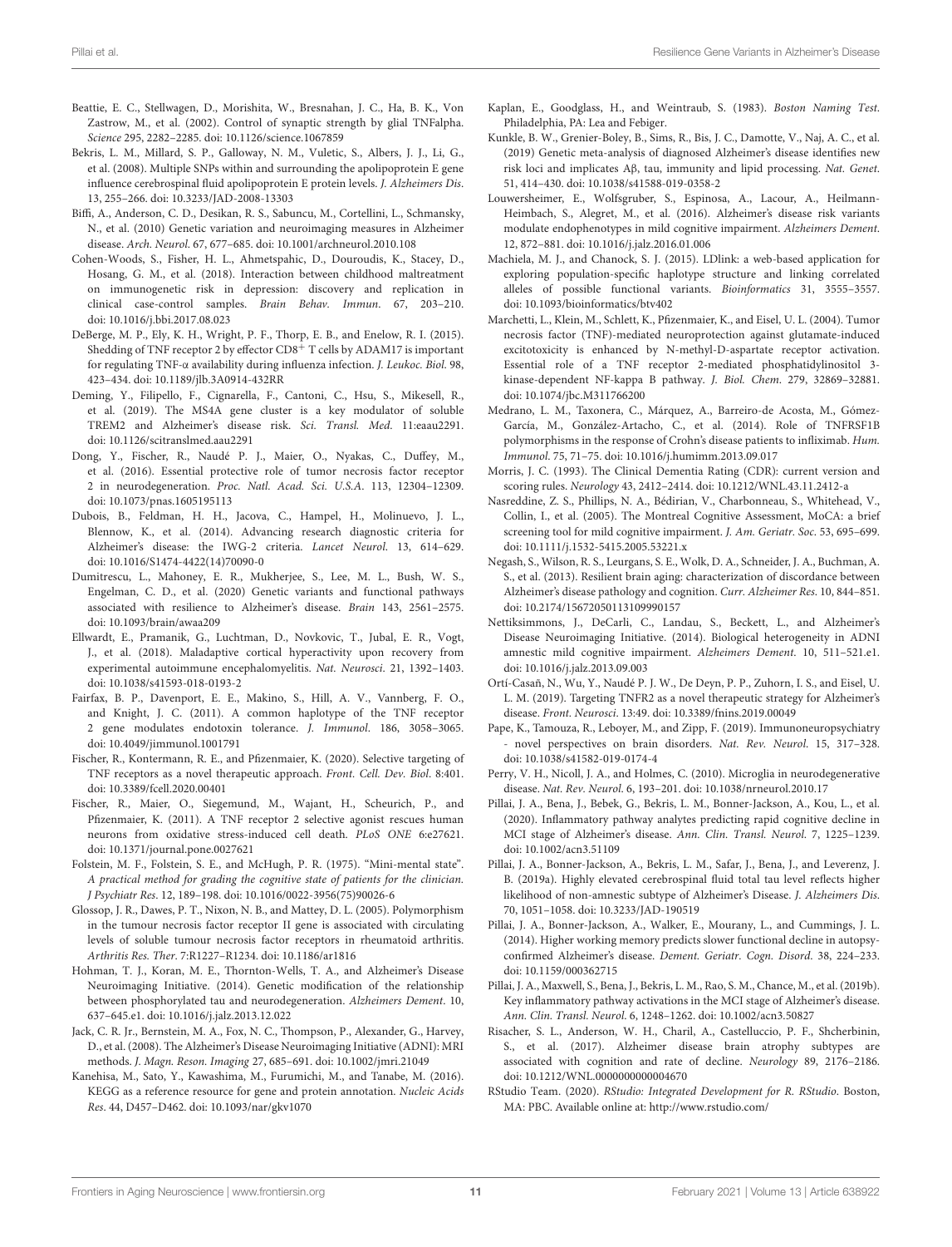Beattie, E. C., Stellwagen, D., Morishita, W., Bresnahan, J. C., Ha, B. K., Von Zastrow, M., et al. (2002). Control of synaptic strength by glial TNFalpha. *Science* 295, 2282–2285. doi: 10.1126/science.1067859

Bekris, L. M., Millard, S. P., Galloway, N. M., Vuletic, S., Albers, J. J., Li, G., et al. (2008). Multiple SNPs within and surrounding the apolipoprotein E gene influence cerebrospinal fluid apolipoprotein E protein levels. *J. Alzheimers Dis.* 13, 255–266. doi: 10.3233/JAD-2008-13303

Biffi, A., Anderson, C. D., Desikan, R. S., Sabuncu, M., Cortellini, L., Schmansky, N., et al. (2010) Genetic variation and neuroimaging measures in Alzheimer disease. *Arch. Neurol.* 67, 677–685. doi: 10.1001/archneurol.2010.108

Cohen-Woods, S., Fisher, H. L., Ahmetspahic, D., Douroudis, K., Stacey, D., Hosang, G. M., et al. (2018). Interaction between childhood maltreatment on immunogenetic risk in depression: discovery and replication in clinical case-control samples. *Brain Behav. Immun.* 67, 203–210. doi: 10.1016/j.bbi.2017.08.023

DeBerge, M. P., Ely, K. H., Wright, P. F., Thorp, E. B., and Enelow, R. I. (2015). Shedding of TNF receptor 2 by effector CD8$^{+}$ T cells by ADAM17 is important for regulating TNF-α availability during influenza infection. *J. Leukoc. Biol.* 98, 423–434. doi: 10.1189/jlb.3A0914-432RR

Deming, Y., Filipello, F., Cignarella, F., Cantoni, C., Hsu, S., Mikesell, R., et al. (2019). The MS4A gene cluster is a key modulator of soluble TREM2 and Alzheimer's disease risk. *Sci. Transl. Med.* 11:eaau2291. doi: 10.1126/scitranslmed.aau2291

Dong, Y., Fischer, R., Naudé P. J., Maier, O., Nyakas, C., Duffey, M., et al. (2016). Essential protective role of tumor necrosis factor receptor 2 in neurodegeneration. *Proc. Natl. Acad. Sci. U.S.A.* 113, 12304–12309. doi: 10.1073/pnas.1605195113

Dubois, B., Feldman, H. H., Jacova, C., Hampel, H., Molinuevo, J. L., Blennow, K., et al. (2014). Advancing research diagnostic criteria for Alzheimer's disease: the IWG-2 criteria. *Lancet Neurol.* 13, 614–629. doi: 10.1016/S1474-4422(14)70090-0

Dumitrescu, L., Mahoney, E. R., Mukherjee, S., Lee, M. L., Bush, W. S., Engelman, C. D., et al. (2020) Genetic variants and functional pathways associated with resilience to Alzheimer's disease. *Brain* 143, 2561–2575. doi: 10.1093/brain/awaa209

Ellwardt, E., Pramanik, G., Luchtman, D., Novkovic, T., Jubal, E. R., Vogt, J., et al. (2018). Maladaptive cortical hyperactivity upon recovery from experimental autoimmune encephalomyelitis. *Nat. Neurosci.* 21, 1392–1403. doi: 10.1038/s41593-018-0193-2

Fairfax, B. P., Davenport, E. E., Makino, S., Hill, A. V., Vannberg, F. O., and Knight, J. C. (2011). A common haplotype of the TNF receptor 2 gene modulates endotoxin tolerance. *J. Immunol.* 186, 3058–3065. doi: 10.4049/jimmunol.1001791

Fischer, R., Kontermann, R. E., and Pfizenmaier, K. (2020). Selective targeting of TNF receptors as a novel therapeutic approach. *Front. Cell. Dev. Biol.* 8:401. doi: 10.3389/fcell.2020.00401

Fischer, R., Maier, O., Siegemund, M., Wajant, H., Scheurich, P., and Pfizenmaier, K. (2011). A TNF receptor 2 selective agonist rescues human neurons from oxidative stress-induced cell death. *PLoS ONE* 6:e27621. doi: 10.1371/journal.pone.0027621

Folstein, M. F., Folstein, S. E., and McHugh, P. R. (1975). "Mini-mental state". *A practical method for grading the cognitive state of patients for the clinician. J Psychiatr Res.* 12, 189–198. doi: 10.1016/0022-3956(75)90026-6

Glossop, J. R., Dawes, P. T., Nixon, N. B., and Mattey, D. L. (2005). Polymorphism in the tumour necrosis factor receptor II gene is associated with circulating levels of soluble tumour necrosis factor receptors in rheumatoid arthritis. *Arthritis Res. Ther.* 7:R1227–R1234. doi: 10.1186/ar1816

Hohman, T. J., Koran, M. E., Thornton-Wells, T. A., and Alzheimer's Disease Neuroimaging Initiative. (2014). Genetic modification of the relationship between phosphorylated tau and neurodegeneration. *Alzheimers Dement.* 10, 637–645.e1. doi: 10.1016/j.jalz.2013.12.022

Jack, C. R. Jr., Bernstein, M. A., Fox, N. C., Thompson, P., Alexander, G., Harvey, D., et al. (2008). The Alzheimer's Disease Neuroimaging Initiative (ADNI): MRI methods. *J. Magn. Reson. Imaging* 27, 685–691. doi: 10.1002/jmri.21049

Kanehisa, M., Sato, Y., Kawashima, M., Furumichi, M., and Tanabe, M. (2016). KEGG as a reference resource for gene and protein annotation. *Nucleic Acids Res.* 44, D457–D462. doi: 10.1093/nar/gkv1070

Kaplan, E., Goodglass, H., and Weintraub, S. (1983). *Boston Naming Test*. Philadelphia, PA: Lea and Febiger.

Kunkle, B. W., Grenier-Boley, B., Sims, R., Bis, J. C., Damotte, V., Naj, A. C., et al. (2019) Genetic meta-analysis of diagnosed Alzheimer's disease identifies new risk loci and implicates Aβ, tau, immunity and lipid processing. *Nat. Genet.* 51, 414–430. doi: 10.1038/s41588-019-0358-2

Louwersheimer, E., Wolfsgruber, S., Espinosa, A., Lacour, A., Heilmann-Heimbach, S., Alegret, M., et al. (2016). Alzheimer's disease risk variants modulate endophenotypes in mild cognitive impairment. *Alzheimers Dement.* 12, 872–881. doi: 10.1016/j.jalz.2016.01.006

Machiela, M. J., and Chanock, S. J. (2015). LDlink: a web-based application for exploring population-specific haplotype structure and linking correlated alleles of possible functional variants. *Bioinformatics* 31, 3555–3557. doi: 10.1093/bioinformatics/btv402

Marchetti, L., Klein, M., Schlett, K., Pfizenmaier, K., and Eisel, U. L. (2004). Tumor necrosis factor (TNF)-mediated neuroprotection against glutamate-induced excitotoxicity is enhanced by N-methyl-D-aspartate receptor activation. Essential role of a TNF receptor 2-mediated phosphatidylinositol 3-kinase-dependent NF-kappa B pathway. *J. Biol. Chem.* 279, 32869–32881. doi: 10.1074/jbc.M311766200

Medrano, L. M., Taxonera, C., Márquez, A., Barreiro-de Acosta, M., Gómez-García, M., González-Artacho, C., et al. (2014). Role of TNFRSF1B polymorphisms in the response of Crohn's disease patients to infliximab. *Hum. Immunol.* 75, 71–75. doi: 10.1016/j.humimm.2013.09.017

Morris, J. C. (1993). The Clinical Dementia Rating (CDR): current version and scoring rules. *Neurology* 43, 2412–2414. doi: 10.1212/WNL.43.11.2412-a

Nasreddine, Z. S., Phillips, N. A., Bédirian, V., Charbonneau, S., Whitehead, V., Collin, I., et al. (2005). The Montreal Cognitive Assessment, MoCA: a brief screening tool for mild cognitive impairment. *J. Am. Geriatr. Soc.* 53, 695–699. doi: 10.1111/j.1532-5415.2005.53221.x

Negash, S., Wilson, R. S., Leurgans, S. E., Wolk, D. A., Schneider, J. A., Buchman, A. S., et al. (2013). Resilient brain aging: characterization of discordance between Alzheimer's disease pathology and cognition. *Curr. Alzheimer Res.* 10, 844–851. doi: 10.2174/15672050113109990157

Nettiksimmons, J., DeCarli, C., Landau, S., Beckett, L., and Alzheimer's Disease Neuroimaging Initiative. (2014). Biological heterogeneity in ADNI amnestic mild cognitive impairment. *Alzheimers Dement.* 10, 511–521.e1. doi: 10.1016/j.jalz.2013.09.003

Ortí-Casañ, N., Wu, Y., Naudé P. J. W., De Deyn, P. P., Zuhorn, I. S., and Eisel, U. L. M. (2019). Targeting TNFR2 as a novel therapeutic strategy for Alzheimer's disease. *Front. Neurosci.* 13:49. doi: 10.3389/fnins.2019.00049

Pape, K., Tamouza, R., Leboyer, M., and Zipp, F. (2019). Immunoneuropsychiatry - novel perspectives on brain disorders. *Nat. Rev. Neurol.* 15, 317–328. doi: 10.1038/s41582-019-0174-4

Perry, V. H., Nicoll, J. A., and Holmes, C. (2010). Microglia in neurodegenerative disease. *Nat. Rev. Neurol.* 6, 193–201. doi: 10.1038/nrneurol.2010.17

Pillai, J. A., Bena, J., Bebek, G., Bekris, L. M., Bonner-Jackson, A., Kou, L., et al. (2020). Inflammatory pathway analytes predicting rapid cognitive decline in MCI stage of Alzheimer's disease. *Ann. Clin. Transl. Neurol.* 7, 1225–1239. doi: 10.1002/acn3.51109

Pillai, J. A., Bonner-Jackson, A., Bekris, L. M., Safar, J., Bena, J., and Leverenz, J. B. (2019a). Highly elevated cerebrospinal fluid total tau level reflects higher likelihood of non-amnestic subtype of Alzheimer's Disease. *J. Alzheimers Dis.* 70, 1051–1058. doi: 10.3233/JAD-190519

Pillai, J. A., Bonner-Jackson, A., Walker, E., Mourany, L., and Cummings, J. L. (2014). Higher working memory predicts slower functional decline in autopsy-confirmed Alzheimer's disease. *Dement. Geriatr. Cogn. Disord.* 38, 224–233. doi: 10.1159/000362715

Pillai, J. A., Maxwell, S., Bena, J., Bekris, L. M., Rao, S. M., Chance, M., et al. (2019b). Key inflammatory pathway activations in the MCI stage of Alzheimer's disease. *Ann. Clin. Transl. Neurol.* 6, 1248–1262. doi: 10.1002/acn3.50827

Risacher, S. L., Anderson, W. H., Charil, A., Castelluccio, P. F., Shcherbinin, S., et al. (2017). Alzheimer disease brain atrophy subtypes are associated with cognition and rate of decline. *Neurology* 89, 2176–2186. doi: 10.1212/WNL.0000000000004670

RStudio Team. (2020). *RStudio: Integrated Development for R. RStudio*. Boston, MA: PBC. Available online at: http://www.rstudio.com/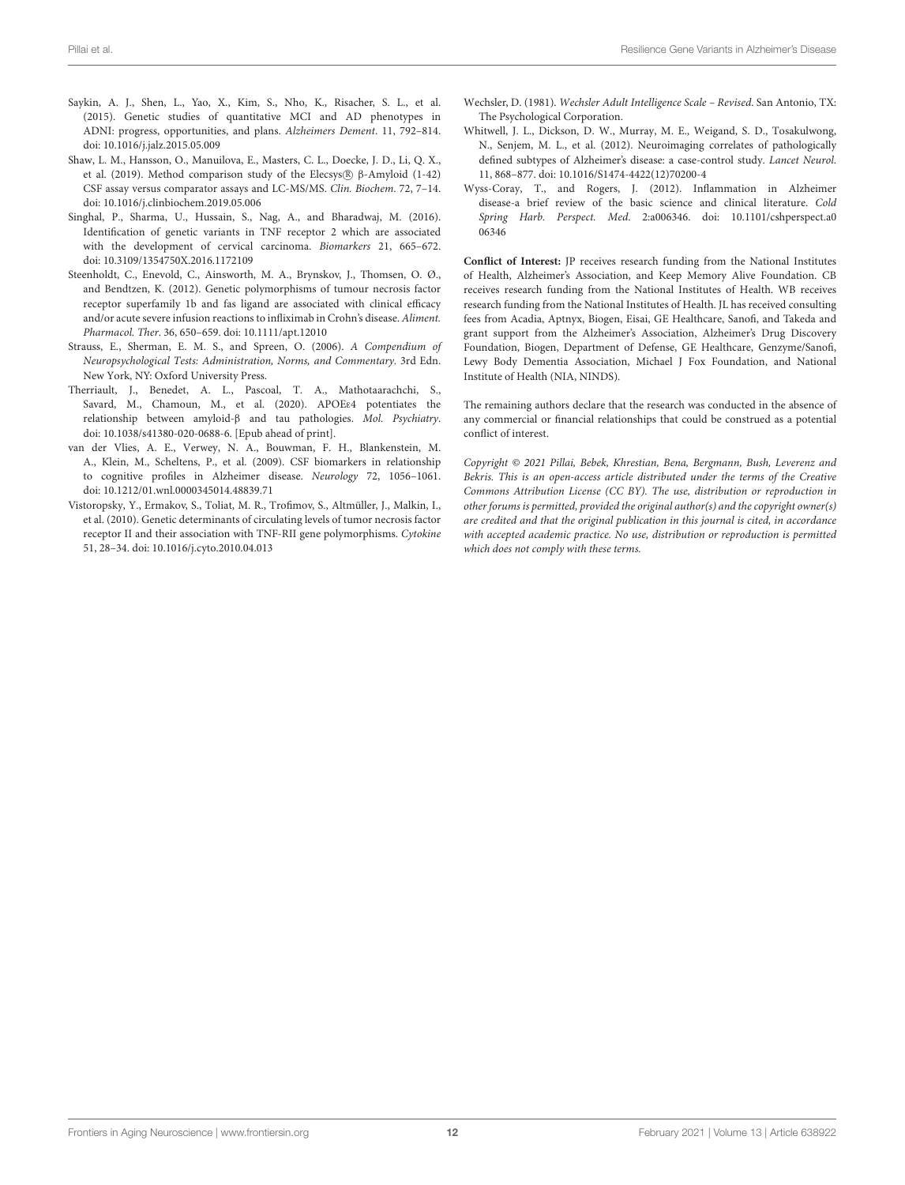Saykin, A. J., Shen, L., Yao, X., Kim, S., Nho, K., Risacher, S. L., et al. (2015). Genetic studies of quantitative MCI and AD phenotypes in ADNI: progress, opportunities, and plans. *Alzheimers Dement*. 11, 792–814. doi: 10.1016/j.jalz.2015.05.009

Shaw, L. M., Hansson, O., Manuilova, E., Masters, C. L., Doecke, J. D., Li, Q. X., et al. (2019). Method comparison study of the Elecsys® β-Amyloid (1-42) CSF assay versus comparator assays and LC-MS/MS. *Clin. Biochem*. 72, 7–14. doi: 10.1016/j.clinbiochem.2019.05.006

Singhal, P., Sharma, U., Hussain, S., Nag, A., and Bharadwaj, M. (2016). Identification of genetic variants in TNF receptor 2 which are associated with the development of cervical carcinoma. *Biomarkers* 21, 665–672. doi: 10.3109/1354750X.2016.1172109

Steenholdt, C., Enevold, C., Ainsworth, M. A., Brynskov, J., Thomsen, O. Ø., and Bendtzen, K. (2012). Genetic polymorphisms of tumour necrosis factor receptor superfamily 1b and fas ligand are associated with clinical efficacy and/or acute severe infusion reactions to infliximab in Crohn's disease. *Aliment. Pharmacol. Ther*. 36, 650–659. doi: 10.1111/apt.12010

Strauss, E., Sherman, E. M. S., and Spreen, O. (2006). *A Compendium of Neuropsychological Tests: Administration, Norms, and Commentary*. 3rd Edn. New York, NY: Oxford University Press.

Therriault, J., Benedet, A. L., Pascoal, T. A., Mathotaarachchi, S., Savard, M., Chamoun, M., et al. (2020). APOEε4 potentiates the relationship between amyloid-β and tau pathologies. *Mol. Psychiatry*. doi: 10.1038/s41380-020-0688-6. [Epub ahead of print].

van der Vlies, A. E., Verwey, N. A., Bouwman, F. H., Blankenstein, M. A., Klein, M., Scheltens, P., et al. (2009). CSF biomarkers in relationship to cognitive profiles in Alzheimer disease. *Neurology* 72, 1056–1061. doi: 10.1212/01.wnl.0000345014.48839.71

Vistoropsky, Y., Ermakov, S., Toliat, M. R., Trofimov, S., Altmüller, J., Malkin, I., et al. (2010). Genetic determinants of circulating levels of tumor necrosis factor receptor II and their association with TNF-RII gene polymorphisms. *Cytokine* 51, 28–34. doi: 10.1016/j.cyto.2010.04.013

Wechsler, D. (1981). *Wechsler Adult Intelligence Scale – Revised*. San Antonio, TX: The Psychological Corporation.

Whitwell, J. L., Dickson, D. W., Murray, M. E., Weigand, S. D., Tosakulwong, N., Senjem, M. L., et al. (2012). Neuroimaging correlates of pathologically defined subtypes of Alzheimer's disease: a case-control study. *Lancet Neurol.* 11, 868–877. doi: 10.1016/S1474-4422(12)70200-4

Wyss-Coray, T., and Rogers, J. (2012). Inflammation in Alzheimer disease-a brief review of the basic science and clinical literature. *Cold Spring Harb. Perspect. Med.* 2:a006346. doi: 10.1101/cshperspect.a006346

**Conflict of Interest:** JP receives research funding from the National Institutes of Health, Alzheimer's Association, and Keep Memory Alive Foundation. CB receives research funding from the National Institutes of Health. WB receives research funding from the National Institutes of Health. JL has received consulting fees from Acadia, Aptnyx, Biogen, Eisai, GE Healthcare, Sanofi, and Takeda and grant support from the Alzheimer's Association, Alzheimer's Drug Discovery Foundation, Biogen, Department of Defense, GE Healthcare, Genzyme/Sanofi, Lewy Body Dementia Association, Michael J Fox Foundation, and National Institute of Health (NIA, NINDS).

The remaining authors declare that the research was conducted in the absence of any commercial or financial relationships that could be construed as a potential conflict of interest.

*Copyright © 2021 Pillai, Bebek, Khrestian, Bena, Bergmann, Bush, Leverenz and Bekris. This is an open-access article distributed under the terms of the Creative Commons Attribution License (CC BY). The use, distribution or reproduction in other forums is permitted, provided the original author(s) and the copyright owner(s) are credited and that the original publication in this journal is cited, in accordance with accepted academic practice. No use, distribution or reproduction is permitted which does not comply with these terms.*